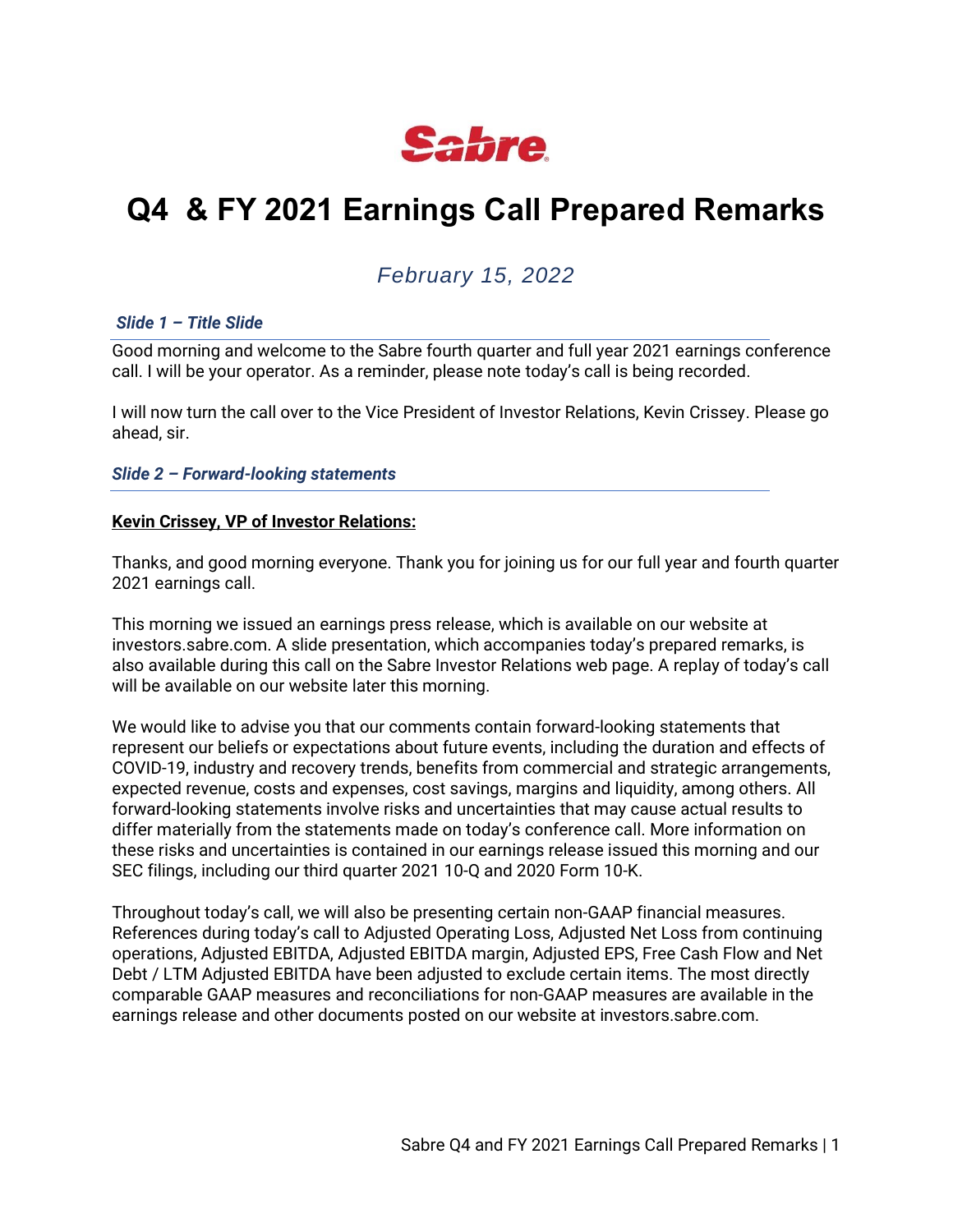Sabre

# Q4 & FY 2021 Earnings Call Prepared Remarks

*February 15, 2022*

***Slide 1 – Title Slide***

Good morning and welcome to the Sabre fourth quarter and full year 2021 earnings conference call. I will be your operator. As a reminder, please note today's call is being recorded.

I will now turn the call over to the Vice President of Investor Relations, Kevin Crissey. Please go ahead, sir.

***Slide 2 – Forward-looking statements***

**Kevin Crissey, VP of Investor Relations:**

Thanks, and good morning everyone. Thank you for joining us for our full year and fourth quarter 2021 earnings call.

This morning we issued an earnings press release, which is available on our website at investors.sabre.com. A slide presentation, which accompanies today's prepared remarks, is also available during this call on the Sabre Investor Relations web page. A replay of today's call will be available on our website later this morning.

We would like to advise you that our comments contain forward-looking statements that represent our beliefs or expectations about future events, including the duration and effects of COVID-19, industry and recovery trends, benefits from commercial and strategic arrangements, expected revenue, costs and expenses, cost savings, margins and liquidity, among others. All forward-looking statements involve risks and uncertainties that may cause actual results to differ materially from the statements made on today's conference call. More information on these risks and uncertainties is contained in our earnings release issued this morning and our SEC filings, including our third quarter 2021 10-Q and 2020 Form 10-K.

Throughout today's call, we will also be presenting certain non-GAAP financial measures. References during today's call to Adjusted Operating Loss, Adjusted Net Loss from continuing operations, Adjusted EBITDA, Adjusted EBITDA margin, Adjusted EPS, Free Cash Flow and Net Debt / LTM Adjusted EBITDA have been adjusted to exclude certain items. The most directly comparable GAAP measures and reconciliations for non-GAAP measures are available in the earnings release and other documents posted on our website at investors.sabre.com.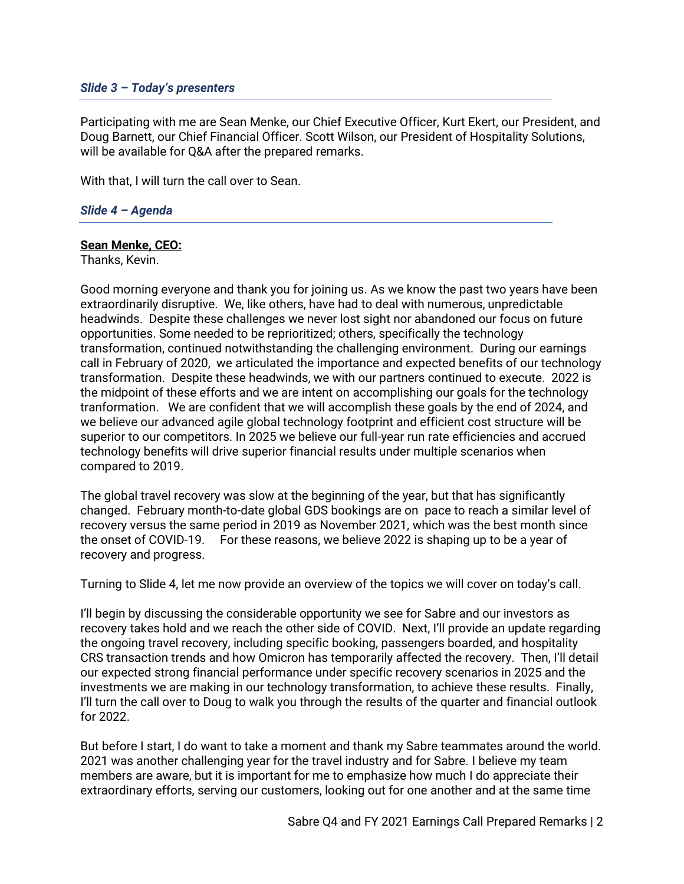### *Slide 3 – Today's presenters*

Participating with me are Sean Menke, our Chief Executive Officer, Kurt Ekert, our President, and Doug Barnett, our Chief Financial Officer. Scott Wilson, our President of Hospitality Solutions, will be available for Q&A after the prepared remarks.

With that, I will turn the call over to Sean.

### *Slide 4 – Agenda*

**Sean Menke, CEO:**
Thanks, Kevin.

Good morning everyone and thank you for joining us. As we know the past two years have been extraordinarily disruptive. We, like others, have had to deal with numerous, unpredictable headwinds. Despite these challenges we never lost sight nor abandoned our focus on future opportunities. Some needed to be reprioritized; others, specifically the technology transformation, continued notwithstanding the challenging environment. During our earnings call in February of 2020, we articulated the importance and expected benefits of our technology transformation. Despite these headwinds, we with our partners continued to execute. 2022 is the midpoint of these efforts and we are intent on accomplishing our goals for the technology tranformation. We are confident that we will accomplish these goals by the end of 2024, and we believe our advanced agile global technology footprint and efficient cost structure will be superior to our competitors. In 2025 we believe our full-year run rate efficiencies and accrued technology benefits will drive superior financial results under multiple scenarios when compared to 2019.

The global travel recovery was slow at the beginning of the year, but that has significantly changed. February month-to-date global GDS bookings are on pace to reach a similar level of recovery versus the same period in 2019 as November 2021, which was the best month since the onset of COVID-19. For these reasons, we believe 2022 is shaping up to be a year of recovery and progress.

Turning to Slide 4, let me now provide an overview of the topics we will cover on today's call.

I'll begin by discussing the considerable opportunity we see for Sabre and our investors as recovery takes hold and we reach the other side of COVID. Next, I'll provide an update regarding the ongoing travel recovery, including specific booking, passengers boarded, and hospitality CRS transaction trends and how Omicron has temporarily affected the recovery. Then, I'll detail our expected strong financial performance under specific recovery scenarios in 2025 and the investments we are making in our technology transformation, to achieve these results. Finally, I'll turn the call over to Doug to walk you through the results of the quarter and financial outlook for 2022.

But before I start, I do want to take a moment and thank my Sabre teammates around the world. 2021 was another challenging year for the travel industry and for Sabre. I believe my team members are aware, but it is important for me to emphasize how much I do appreciate their extraordinary efforts, serving our customers, looking out for one another and at the same time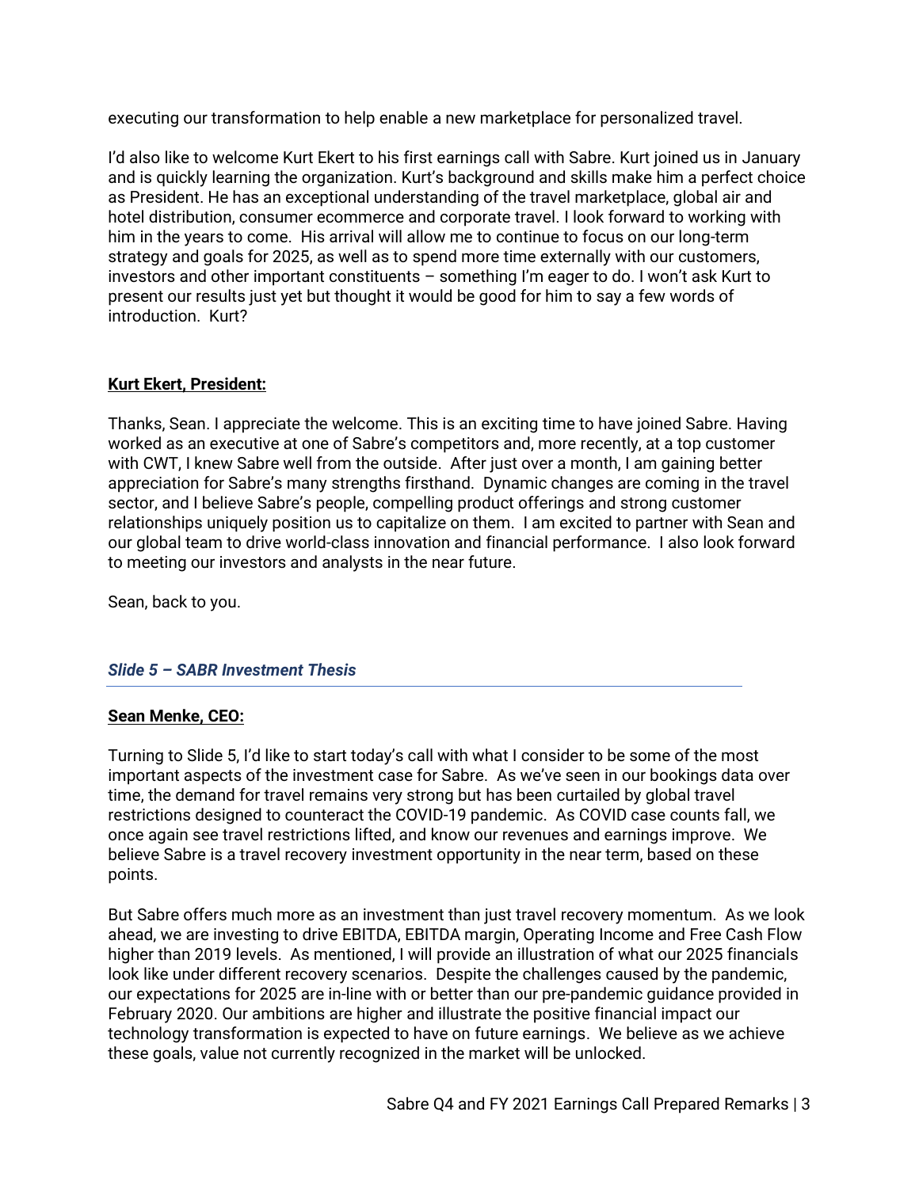executing our transformation to help enable a new marketplace for personalized travel.

I'd also like to welcome Kurt Ekert to his first earnings call with Sabre. Kurt joined us in January and is quickly learning the organization. Kurt's background and skills make him a perfect choice as President. He has an exceptional understanding of the travel marketplace, global air and hotel distribution, consumer ecommerce and corporate travel. I look forward to working with him in the years to come. His arrival will allow me to continue to focus on our long-term strategy and goals for 2025, as well as to spend more time externally with our customers, investors and other important constituents – something I'm eager to do. I won't ask Kurt to present our results just yet but thought it would be good for him to say a few words of introduction. Kurt?

**Kurt Ekert, President:**

Thanks, Sean. I appreciate the welcome. This is an exciting time to have joined Sabre. Having worked as an executive at one of Sabre's competitors and, more recently, at a top customer with CWT, I knew Sabre well from the outside. After just over a month, I am gaining better appreciation for Sabre's many strengths firsthand. Dynamic changes are coming in the travel sector, and I believe Sabre's people, compelling product offerings and strong customer relationships uniquely position us to capitalize on them. I am excited to partner with Sean and our global team to drive world-class innovation and financial performance. I also look forward to meeting our investors and analysts in the near future.

Sean, back to you.

### *Slide 5 – SABR Investment Thesis*

**Sean Menke, CEO:**

Turning to Slide 5, I'd like to start today's call with what I consider to be some of the most important aspects of the investment case for Sabre. As we've seen in our bookings data over time, the demand for travel remains very strong but has been curtailed by global travel restrictions designed to counteract the COVID-19 pandemic. As COVID case counts fall, we once again see travel restrictions lifted, and know our revenues and earnings improve. We believe Sabre is a travel recovery investment opportunity in the near term, based on these points.

But Sabre offers much more as an investment than just travel recovery momentum. As we look ahead, we are investing to drive EBITDA, EBITDA margin, Operating Income and Free Cash Flow higher than 2019 levels. As mentioned, I will provide an illustration of what our 2025 financials look like under different recovery scenarios. Despite the challenges caused by the pandemic, our expectations for 2025 are in-line with or better than our pre-pandemic guidance provided in February 2020. Our ambitions are higher and illustrate the positive financial impact our technology transformation is expected to have on future earnings. We believe as we achieve these goals, value not currently recognized in the market will be unlocked.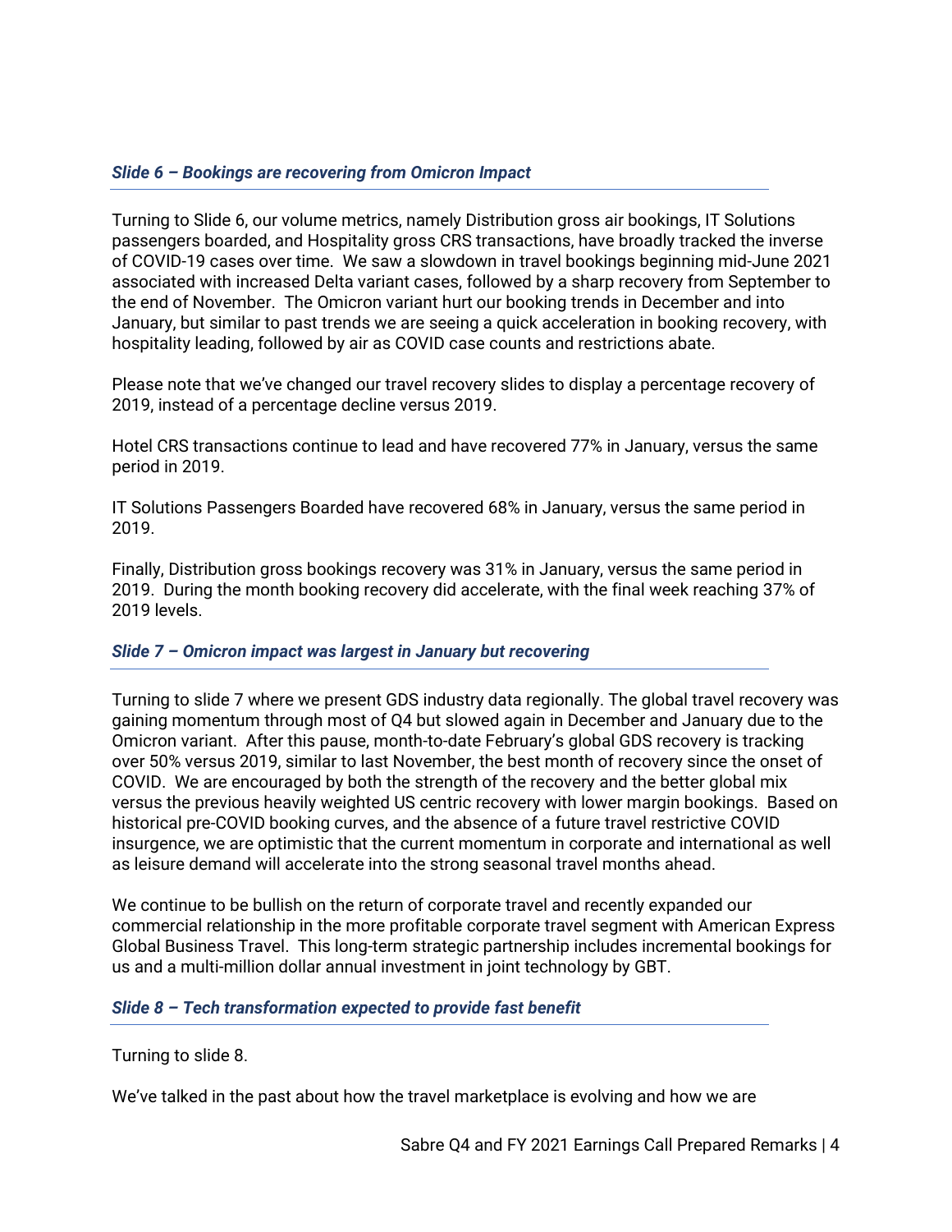### *Slide 6 – Bookings are recovering from Omicron Impact*

Turning to Slide 6, our volume metrics, namely Distribution gross air bookings, IT Solutions passengers boarded, and Hospitality gross CRS transactions, have broadly tracked the inverse of COVID-19 cases over time. We saw a slowdown in travel bookings beginning mid-June 2021 associated with increased Delta variant cases, followed by a sharp recovery from September to the end of November. The Omicron variant hurt our booking trends in December and into January, but similar to past trends we are seeing a quick acceleration in booking recovery, with hospitality leading, followed by air as COVID case counts and restrictions abate.

Please note that we've changed our travel recovery slides to display a percentage recovery of 2019, instead of a percentage decline versus 2019.

Hotel CRS transactions continue to lead and have recovered 77% in January, versus the same period in 2019.

IT Solutions Passengers Boarded have recovered 68% in January, versus the same period in 2019.

Finally, Distribution gross bookings recovery was 31% in January, versus the same period in 2019. During the month booking recovery did accelerate, with the final week reaching 37% of 2019 levels.

### *Slide 7 – Omicron impact was largest in January but recovering*

Turning to slide 7 where we present GDS industry data regionally. The global travel recovery was gaining momentum through most of Q4 but slowed again in December and January due to the Omicron variant. After this pause, month-to-date February's global GDS recovery is tracking over 50% versus 2019, similar to last November, the best month of recovery since the onset of COVID. We are encouraged by both the strength of the recovery and the better global mix versus the previous heavily weighted US centric recovery with lower margin bookings. Based on historical pre-COVID booking curves, and the absence of a future travel restrictive COVID insurgence, we are optimistic that the current momentum in corporate and international as well as leisure demand will accelerate into the strong seasonal travel months ahead.

We continue to be bullish on the return of corporate travel and recently expanded our commercial relationship in the more profitable corporate travel segment with American Express Global Business Travel. This long-term strategic partnership includes incremental bookings for us and a multi-million dollar annual investment in joint technology by GBT.

### *Slide 8 – Tech transformation expected to provide fast benefit*

Turning to slide 8.

We've talked in the past about how the travel marketplace is evolving and how we are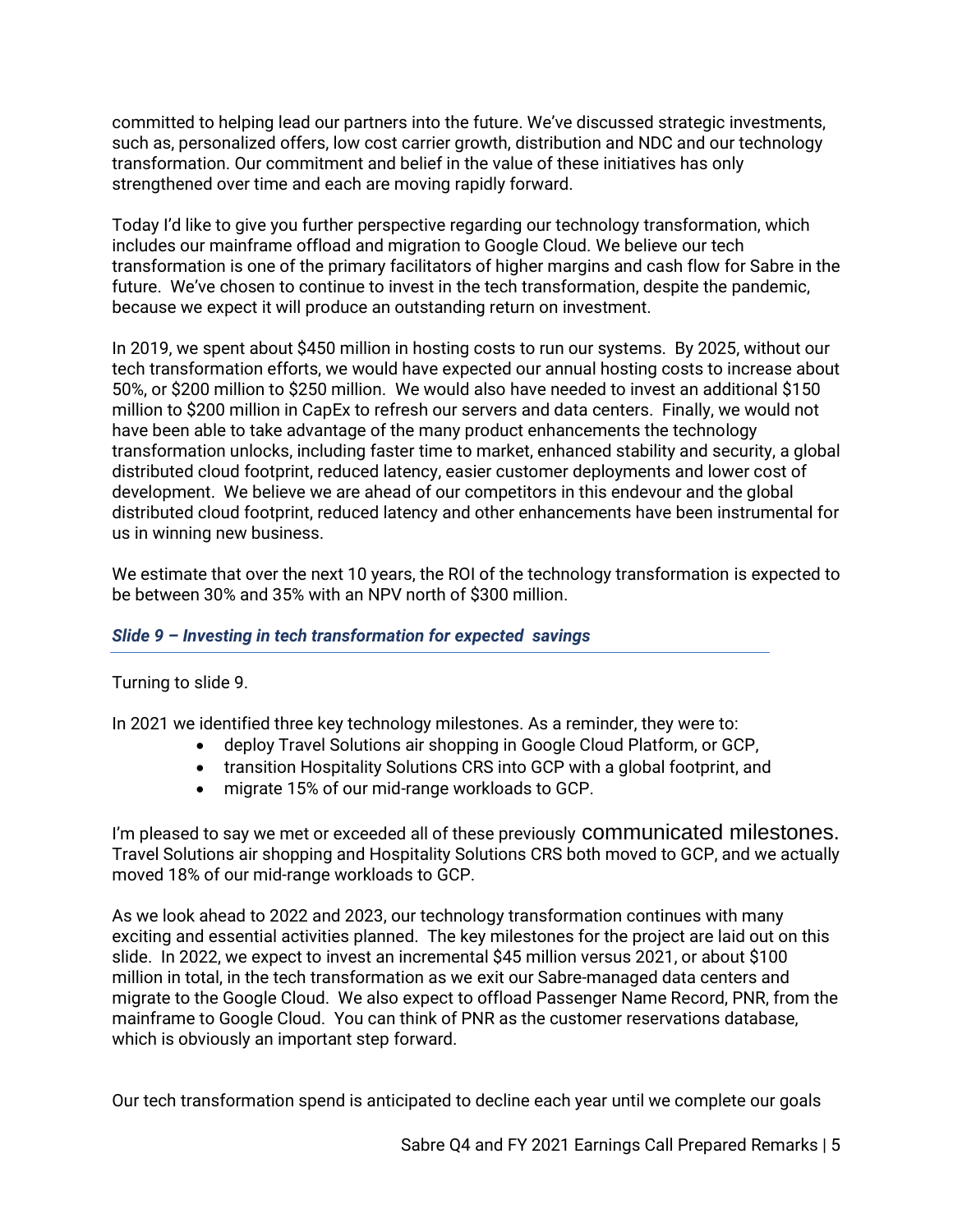committed to helping lead our partners into the future. We've discussed strategic investments, such as, personalized offers, low cost carrier growth, distribution and NDC and our technology transformation. Our commitment and belief in the value of these initiatives has only strengthened over time and each are moving rapidly forward.

Today I'd like to give you further perspective regarding our technology transformation, which includes our mainframe offload and migration to Google Cloud. We believe our tech transformation is one of the primary facilitators of higher margins and cash flow for Sabre in the future. We've chosen to continue to invest in the tech transformation, despite the pandemic, because we expect it will produce an outstanding return on investment.

In 2019, we spent about $450 million in hosting costs to run our systems. By 2025, without our tech transformation efforts, we would have expected our annual hosting costs to increase about 50%, or $200 million to $250 million. We would also have needed to invest an additional $150 million to $200 million in CapEx to refresh our servers and data centers. Finally, we would not have been able to take advantage of the many product enhancements the technology transformation unlocks, including faster time to market, enhanced stability and security, a global distributed cloud footprint, reduced latency, easier customer deployments and lower cost of development. We believe we are ahead of our competitors in this endevour and the global distributed cloud footprint, reduced latency and other enhancements have been instrumental for us in winning new business.

We estimate that over the next 10 years, the ROI of the technology transformation is expected to be between 30% and 35% with an NPV north of $300 million.

### *Slide 9 – Investing in tech transformation for expected savings*

Turning to slide 9.

In 2021 we identified three key technology milestones. As a reminder, they were to:

- deploy Travel Solutions air shopping in Google Cloud Platform, or GCP,
- transition Hospitality Solutions CRS into GCP with a global footprint, and
- migrate 15% of our mid-range workloads to GCP.

I'm pleased to say we met or exceeded all of these previously communicated milestones. Travel Solutions air shopping and Hospitality Solutions CRS both moved to GCP, and we actually moved 18% of our mid-range workloads to GCP.

As we look ahead to 2022 and 2023, our technology transformation continues with many exciting and essential activities planned. The key milestones for the project are laid out on this slide. In 2022, we expect to invest an incremental $45 million versus 2021, or about $100 million in total, in the tech transformation as we exit our Sabre-managed data centers and migrate to the Google Cloud. We also expect to offload Passenger Name Record, PNR, from the mainframe to Google Cloud. You can think of PNR as the customer reservations database, which is obviously an important step forward.

Our tech transformation spend is anticipated to decline each year until we complete our goals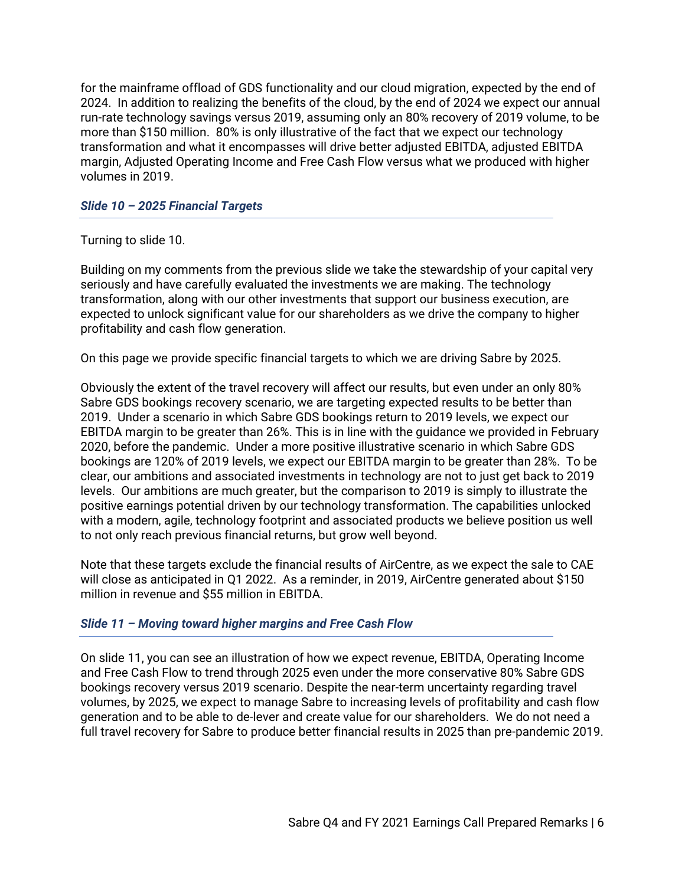for the mainframe offload of GDS functionality and our cloud migration, expected by the end of 2024. In addition to realizing the benefits of the cloud, by the end of 2024 we expect our annual run-rate technology savings versus 2019, assuming only an 80% recovery of 2019 volume, to be more than $150 million. 80% is only illustrative of the fact that we expect our technology transformation and what it encompasses will drive better adjusted EBITDA, adjusted EBITDA margin, Adjusted Operating Income and Free Cash Flow versus what we produced with higher volumes in 2019.

### *Slide 10 – 2025 Financial Targets*

Turning to slide 10.

Building on my comments from the previous slide we take the stewardship of your capital very seriously and have carefully evaluated the investments we are making. The technology transformation, along with our other investments that support our business execution, are expected to unlock significant value for our shareholders as we drive the company to higher profitability and cash flow generation.

On this page we provide specific financial targets to which we are driving Sabre by 2025.

Obviously the extent of the travel recovery will affect our results, but even under an only 80% Sabre GDS bookings recovery scenario, we are targeting expected results to be better than 2019. Under a scenario in which Sabre GDS bookings return to 2019 levels, we expect our EBITDA margin to be greater than 26%. This is in line with the guidance we provided in February 2020, before the pandemic. Under a more positive illustrative scenario in which Sabre GDS bookings are 120% of 2019 levels, we expect our EBITDA margin to be greater than 28%. To be clear, our ambitions and associated investments in technology are not to just get back to 2019 levels. Our ambitions are much greater, but the comparison to 2019 is simply to illustrate the positive earnings potential driven by our technology transformation. The capabilities unlocked with a modern, agile, technology footprint and associated products we believe position us well to not only reach previous financial returns, but grow well beyond.

Note that these targets exclude the financial results of AirCentre, as we expect the sale to CAE will close as anticipated in Q1 2022. As a reminder, in 2019, AirCentre generated about $150 million in revenue and $55 million in EBITDA.

### *Slide 11 – Moving toward higher margins and Free Cash Flow*

On slide 11, you can see an illustration of how we expect revenue, EBITDA, Operating Income and Free Cash Flow to trend through 2025 even under the more conservative 80% Sabre GDS bookings recovery versus 2019 scenario. Despite the near-term uncertainty regarding travel volumes, by 2025, we expect to manage Sabre to increasing levels of profitability and cash flow generation and to be able to de-lever and create value for our shareholders. We do not need a full travel recovery for Sabre to produce better financial results in 2025 than pre-pandemic 2019.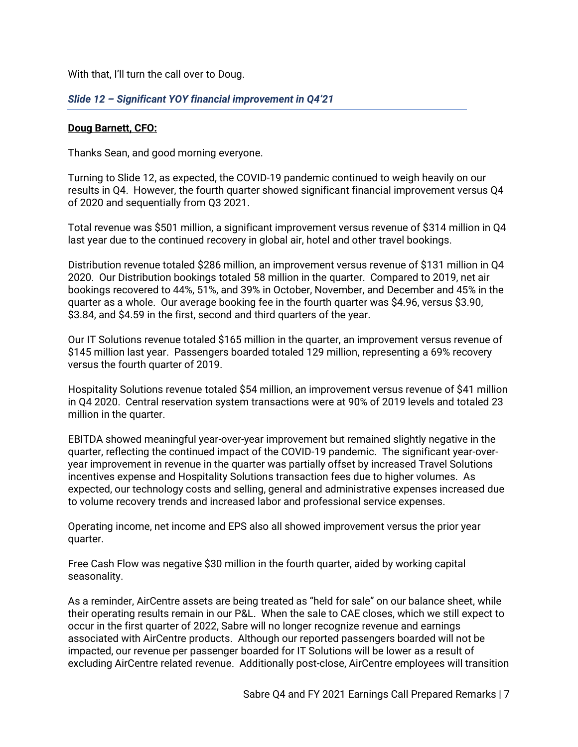With that, I'll turn the call over to Doug.

### *Slide 12 – Significant YOY financial improvement in Q4'21*

---

**Doug Barnett, CFO:**

Thanks Sean, and good morning everyone.

Turning to Slide 12, as expected, the COVID-19 pandemic continued to weigh heavily on our results in Q4. However, the fourth quarter showed significant financial improvement versus Q4 of 2020 and sequentially from Q3 2021.

Total revenue was $501 million, a significant improvement versus revenue of $314 million in Q4 last year due to the continued recovery in global air, hotel and other travel bookings.

Distribution revenue totaled $286 million, an improvement versus revenue of $131 million in Q4 2020. Our Distribution bookings totaled 58 million in the quarter. Compared to 2019, net air bookings recovered to 44%, 51%, and 39% in October, November, and December and 45% in the quarter as a whole. Our average booking fee in the fourth quarter was $4.96, versus $3.90, $3.84, and $4.59 in the first, second and third quarters of the year.

Our IT Solutions revenue totaled $165 million in the quarter, an improvement versus revenue of $145 million last year. Passengers boarded totaled 129 million, representing a 69% recovery versus the fourth quarter of 2019.

Hospitality Solutions revenue totaled $54 million, an improvement versus revenue of $41 million in Q4 2020. Central reservation system transactions were at 90% of 2019 levels and totaled 23 million in the quarter.

EBITDA showed meaningful year-over-year improvement but remained slightly negative in the quarter, reflecting the continued impact of the COVID-19 pandemic. The significant year-over-year improvement in revenue in the quarter was partially offset by increased Travel Solutions incentives expense and Hospitality Solutions transaction fees due to higher volumes. As expected, our technology costs and selling, general and administrative expenses increased due to volume recovery trends and increased labor and professional service expenses.

Operating income, net income and EPS also all showed improvement versus the prior year quarter.

Free Cash Flow was negative $30 million in the fourth quarter, aided by working capital seasonality.

As a reminder, AirCentre assets are being treated as "held for sale" on our balance sheet, while their operating results remain in our P&L. When the sale to CAE closes, which we still expect to occur in the first quarter of 2022, Sabre will no longer recognize revenue and earnings associated with AirCentre products. Although our reported passengers boarded will not be impacted, our revenue per passenger boarded for IT Solutions will be lower as a result of excluding AirCentre related revenue. Additionally post-close, AirCentre employees will transition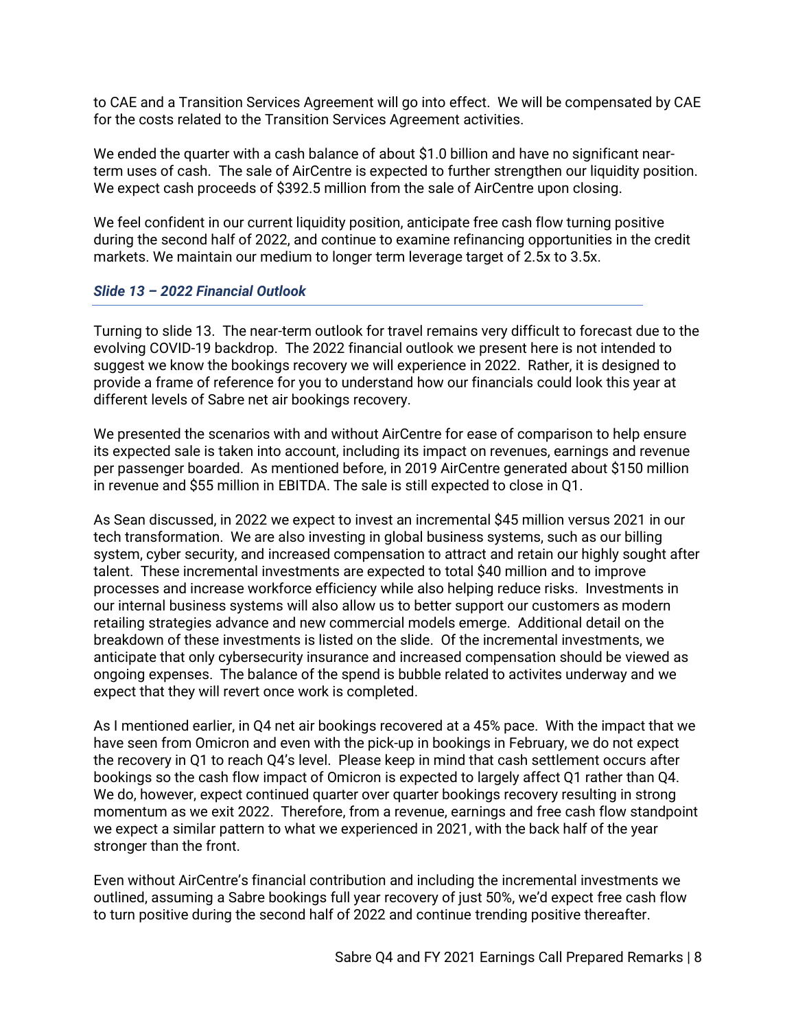to CAE and a Transition Services Agreement will go into effect. We will be compensated by CAE for the costs related to the Transition Services Agreement activities.

We ended the quarter with a cash balance of about $1.0 billion and have no significant near-term uses of cash. The sale of AirCentre is expected to further strengthen our liquidity position. We expect cash proceeds of $392.5 million from the sale of AirCentre upon closing.

We feel confident in our current liquidity position, anticipate free cash flow turning positive during the second half of 2022, and continue to examine refinancing opportunities in the credit markets. We maintain our medium to longer term leverage target of 2.5x to 3.5x.

### *Slide 13 – 2022 Financial Outlook*

Turning to slide 13. The near-term outlook for travel remains very difficult to forecast due to the evolving COVID-19 backdrop. The 2022 financial outlook we present here is not intended to suggest we know the bookings recovery we will experience in 2022. Rather, it is designed to provide a frame of reference for you to understand how our financials could look this year at different levels of Sabre net air bookings recovery.

We presented the scenarios with and without AirCentre for ease of comparison to help ensure its expected sale is taken into account, including its impact on revenues, earnings and revenue per passenger boarded. As mentioned before, in 2019 AirCentre generated about $150 million in revenue and $55 million in EBITDA. The sale is still expected to close in Q1.

As Sean discussed, in 2022 we expect to invest an incremental $45 million versus 2021 in our tech transformation. We are also investing in global business systems, such as our billing system, cyber security, and increased compensation to attract and retain our highly sought after talent. These incremental investments are expected to total $40 million and to improve processes and increase workforce efficiency while also helping reduce risks. Investments in our internal business systems will also allow us to better support our customers as modern retailing strategies advance and new commercial models emerge. Additional detail on the breakdown of these investments is listed on the slide. Of the incremental investments, we anticipate that only cybersecurity insurance and increased compensation should be viewed as ongoing expenses. The balance of the spend is bubble related to activites underway and we expect that they will revert once work is completed.

As I mentioned earlier, in Q4 net air bookings recovered at a 45% pace. With the impact that we have seen from Omicron and even with the pick-up in bookings in February, we do not expect the recovery in Q1 to reach Q4's level. Please keep in mind that cash settlement occurs after bookings so the cash flow impact of Omicron is expected to largely affect Q1 rather than Q4. We do, however, expect continued quarter over quarter bookings recovery resulting in strong momentum as we exit 2022. Therefore, from a revenue, earnings and free cash flow standpoint we expect a similar pattern to what we experienced in 2021, with the back half of the year stronger than the front.

Even without AirCentre's financial contribution and including the incremental investments we outlined, assuming a Sabre bookings full year recovery of just 50%, we'd expect free cash flow to turn positive during the second half of 2022 and continue trending positive thereafter.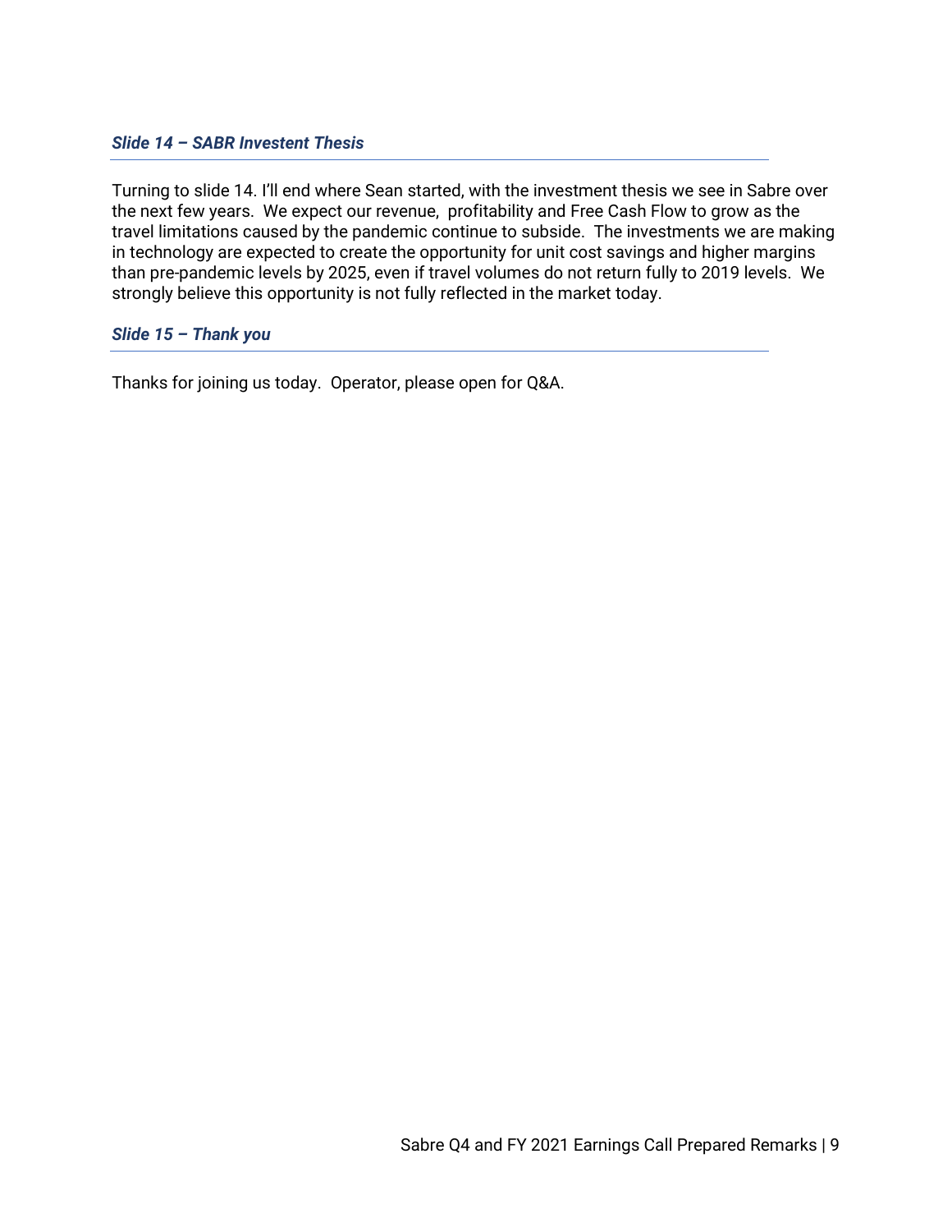### *Slide 14 – SABR Investent Thesis*

Turning to slide 14. I'll end where Sean started, with the investment thesis we see in Sabre over the next few years. We expect our revenue, profitability and Free Cash Flow to grow as the travel limitations caused by the pandemic continue to subside. The investments we are making in technology are expected to create the opportunity for unit cost savings and higher margins than pre-pandemic levels by 2025, even if travel volumes do not return fully to 2019 levels. We strongly believe this opportunity is not fully reflected in the market today.

### *Slide 15 – Thank you*

Thanks for joining us today. Operator, please open for Q&A.